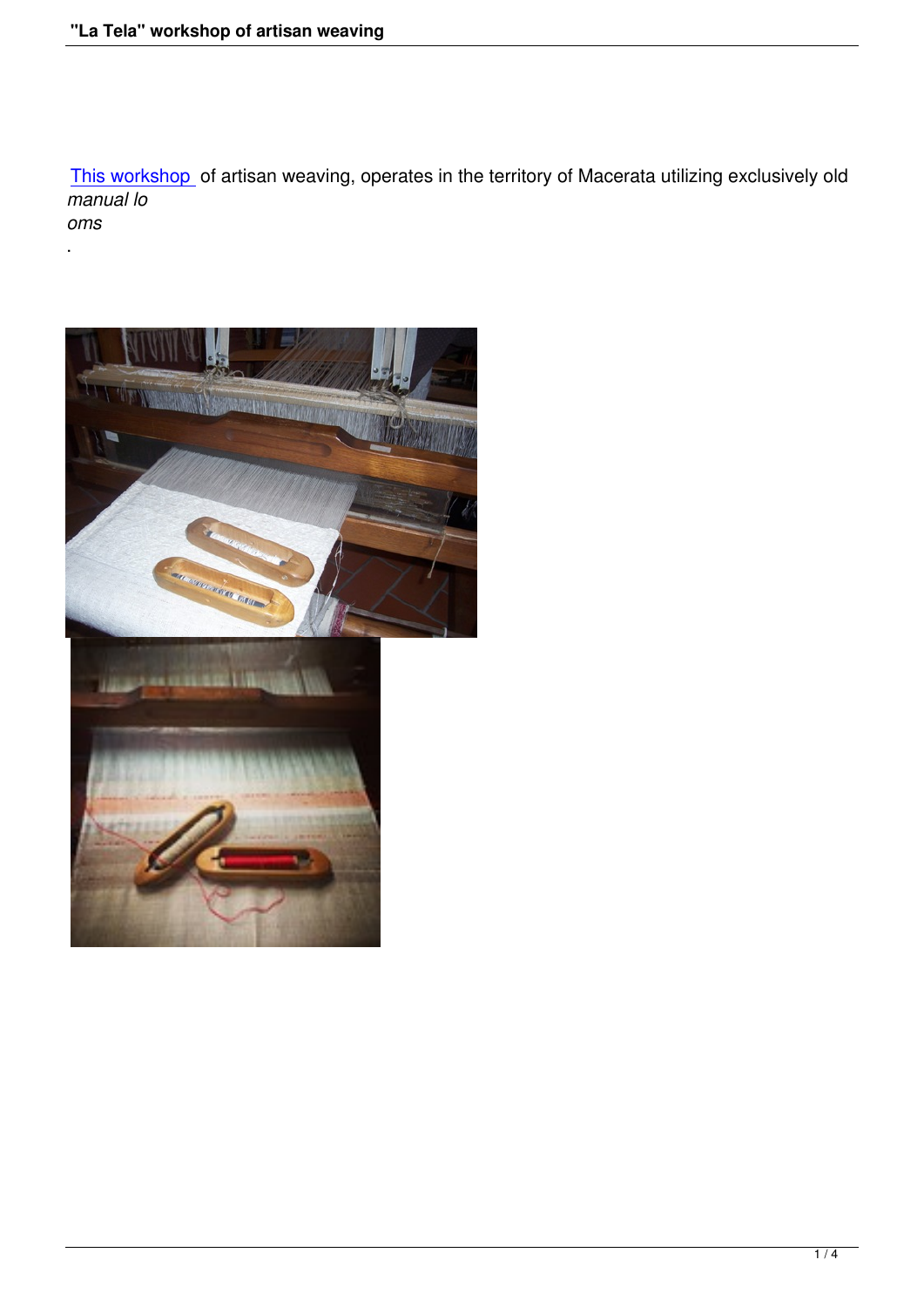This workshop of artisan weaving, operates in the territory of Macerata utilizing exclusively old *manual looms*.